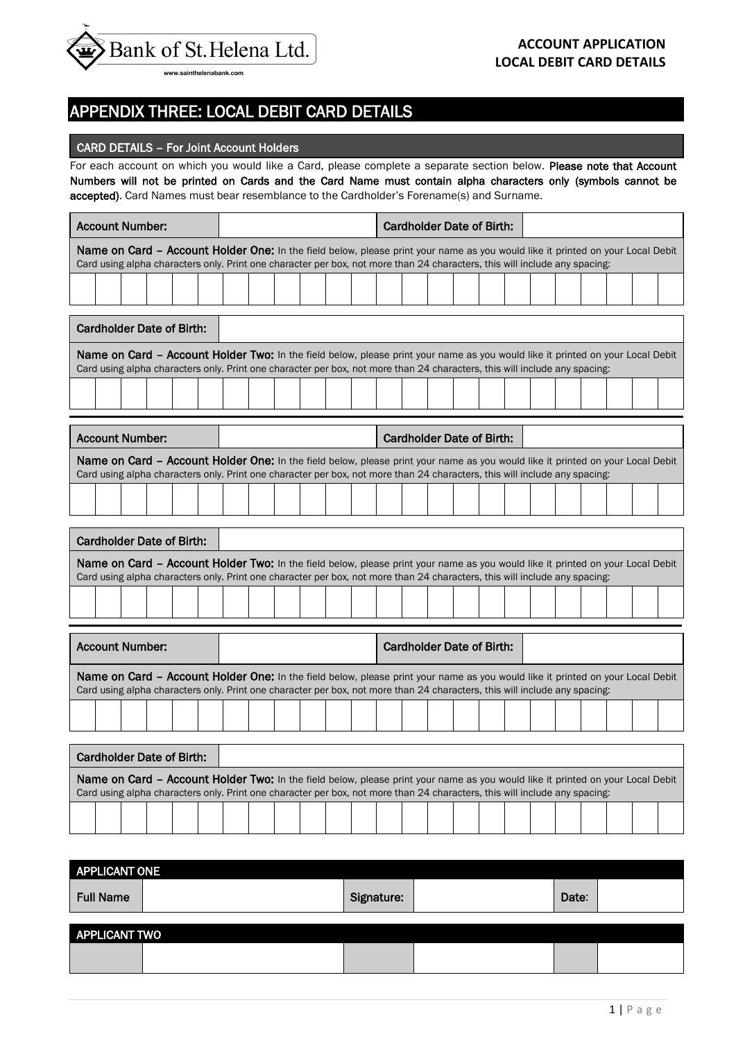Bank of St. Helena Ltd.

www.sainthelenabank.com

**ACCOUNT APPLICATION**
**LOCAL DEBIT CARD DETAILS**

# APPENDIX THREE: LOCAL DEBIT CARD DETAILS

## CARD DETAILS – For Joint Account Holders

For each account on which you would like a Card, please complete a separate section below. **Please note that Account Numbers will not be printed on Cards and the Card Name must contain alpha characters only (symbols cannot be accepted)**. Card Names must bear resemblance to the Cardholder's Forename(s) and Surname.

| Account Number: | | Cardholder Date of Birth: | |
|---|---|---|---|

**Name on Card – Account Holder One:** In the field below, please print your name as you would like it printed on your Local Debit Card using alpha characters only. Print one character per box, not more than 24 characters, this will include any spacing:

| | | | | | | | | | | | | | | | | | | | | | | | |
|---|---|---|---|---|---|---|---|---|---|---|---|---|---|---|---|---|---|---|---|---|---|---|---|

| Cardholder Date of Birth: | |
|---|---|

**Name on Card – Account Holder Two:** In the field below, please print your name as you would like it printed on your Local Debit Card using alpha characters only. Print one character per box, not more than 24 characters, this will include any spacing:

| | | | | | | | | | | | | | | | | | | | | | | | |
|---|---|---|---|---|---|---|---|---|---|---|---|---|---|---|---|---|---|---|---|---|---|---|---|

---

| Account Number: | | Cardholder Date of Birth: | |
|---|---|---|---|

**Name on Card – Account Holder One:** In the field below, please print your name as you would like it printed on your Local Debit Card using alpha characters only. Print one character per box, not more than 24 characters, this will include any spacing:

| | | | | | | | | | | | | | | | | | | | | | | | |
|---|---|---|---|---|---|---|---|---|---|---|---|---|---|---|---|---|---|---|---|---|---|---|---|

| Cardholder Date of Birth: | |
|---|---|

**Name on Card – Account Holder Two:** In the field below, please print your name as you would like it printed on your Local Debit Card using alpha characters only. Print one character per box, not more than 24 characters, this will include any spacing:

| | | | | | | | | | | | | | | | | | | | | | | | |
|---|---|---|---|---|---|---|---|---|---|---|---|---|---|---|---|---|---|---|---|---|---|---|---|

---

| Account Number: | | Cardholder Date of Birth: | |
|---|---|---|---|

**Name on Card – Account Holder One:** In the field below, please print your name as you would like it printed on your Local Debit Card using alpha characters only. Print one character per box, not more than 24 characters, this will include any spacing:

| | | | | | | | | | | | | | | | | | | | | | | | |
|---|---|---|---|---|---|---|---|---|---|---|---|---|---|---|---|---|---|---|---|---|---|---|---|

| Cardholder Date of Birth: | |
|---|---|

**Name on Card – Account Holder Two:** In the field below, please print your name as you would like it printed on your Local Debit Card using alpha characters only. Print one character per box, not more than 24 characters, this will include any spacing:

| | | | | | | | | | | | | | | | | | | | | | | | |
|---|---|---|---|---|---|---|---|---|---|---|---|---|---|---|---|---|---|---|---|---|---|---|---|

| APPLICANT ONE | | | | | |
|---|---|---|---|---|---|
| Full Name | | Signature: | | Date: | |

| APPLICANT TWO | | | | | |
|---|---|---|---|---|---|
| | | | | | |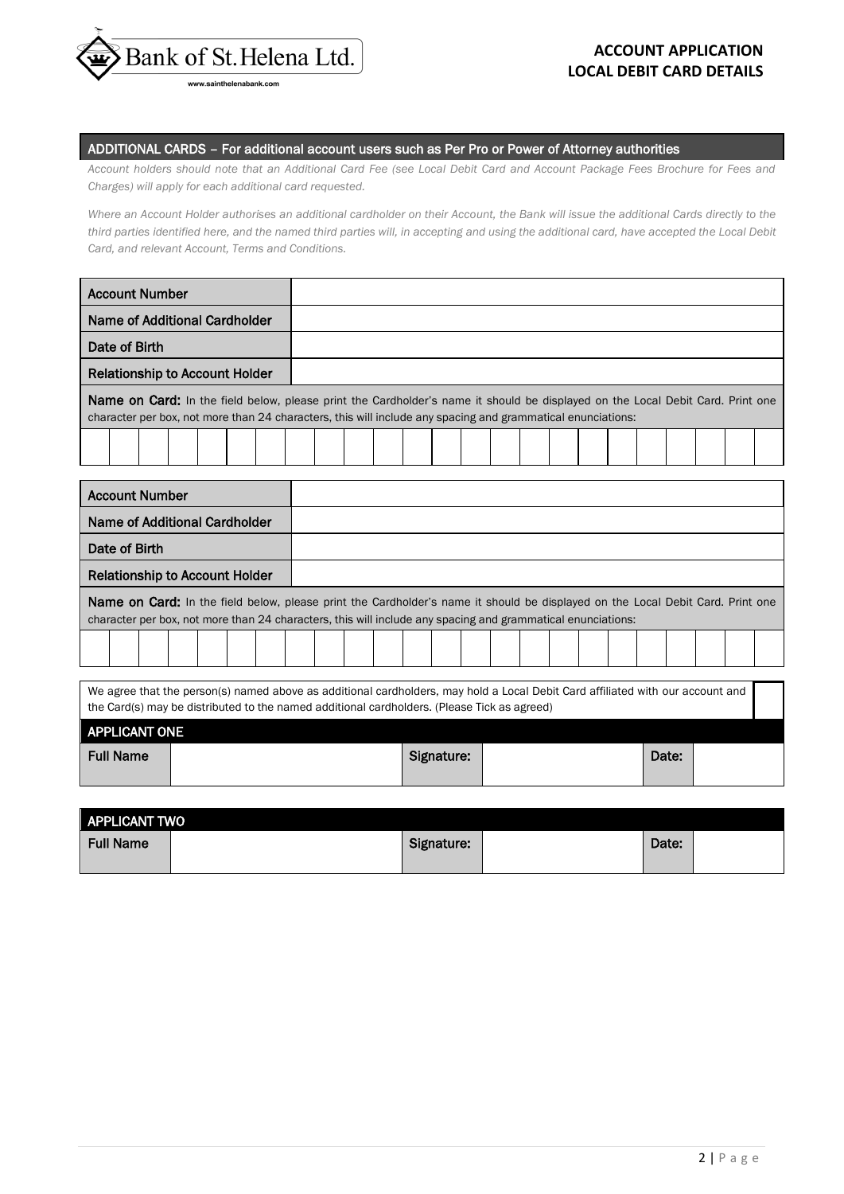# ACCOUNT APPLICATION
## LOCAL DEBIT CARD DETAILS

### ADDITIONAL CARDS – For additional account users such as Per Pro or Power of Attorney authorities

*Account holders should note that an Additional Card Fee (see Local Debit Card and Account Package Fees Brochure for Fees and Charges) will apply for each additional card requested.*

*Where an Account Holder authorises an additional cardholder on their Account, the Bank will issue the additional Cards directly to the third parties identified here, and the named third parties will, in accepting and using the additional card, have accepted the Local Debit Card, and relevant Account, Terms and Conditions.*

| Account Number | |
|---|---|
| Name of Additional Cardholder | |
| Date of Birth | |
| Relationship to Account Holder | |

**Name on Card:** In the field below, please print the Cardholder's name it should be displayed on the Local Debit Card. Print one character per box, not more than 24 characters, this will include any spacing and grammatical enunciations:

| | | | | | | | | | | | | | | | | | | | | | | | |
|---|---|---|---|---|---|---|---|---|---|---|---|---|---|---|---|---|---|---|---|---|---|---|---|
| | | | | | | | | | | | | | | | | | | | | | | | |

| Account Number | |
|---|---|
| Name of Additional Cardholder | |
| Date of Birth | |
| Relationship to Account Holder | |

**Name on Card:** In the field below, please print the Cardholder's name it should be displayed on the Local Debit Card. Print one character per box, not more than 24 characters, this will include any spacing and grammatical enunciations:

| | | | | | | | | | | | | | | | | | | | | | | | |
|---|---|---|---|---|---|---|---|---|---|---|---|---|---|---|---|---|---|---|---|---|---|---|---|
| | | | | | | | | | | | | | | | | | | | | | | | |

We agree that the person(s) named above as additional cardholders, may hold a Local Debit Card affiliated with our account and the Card(s) may be distributed to the named additional cardholders. (Please Tick as agreed) ☐

**APPLICANT ONE**

| Full Name | | Signature: | | Date: | |
|---|---|---|---|---|---|

**APPLICANT TWO**

| Full Name | | Signature: | | Date: | |
|---|---|---|---|---|---|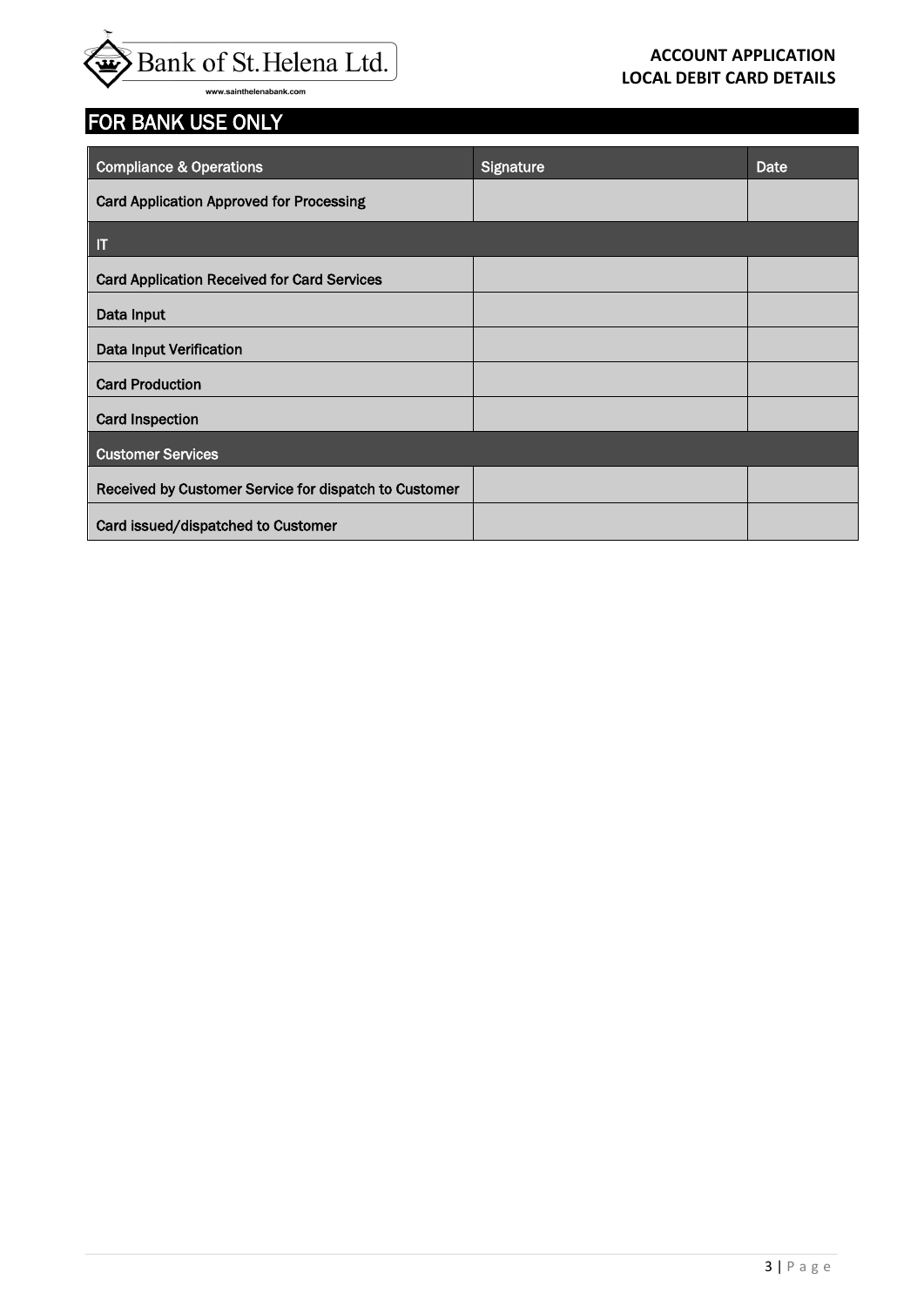# FOR BANK USE ONLY

| Compliance & Operations | Signature | Date |
| --- | --- | --- |
| Card Application Approved for Processing | | |
| IT | | |
| Card Application Received for Card Services | | |
| Data Input | | |
| Data Input Verification | | |
| Card Production | | |
| Card Inspection | | |
| Customer Services | | |
| Received by Customer Service for dispatch to Customer | | |
| Card issued/dispatched to Customer | | |